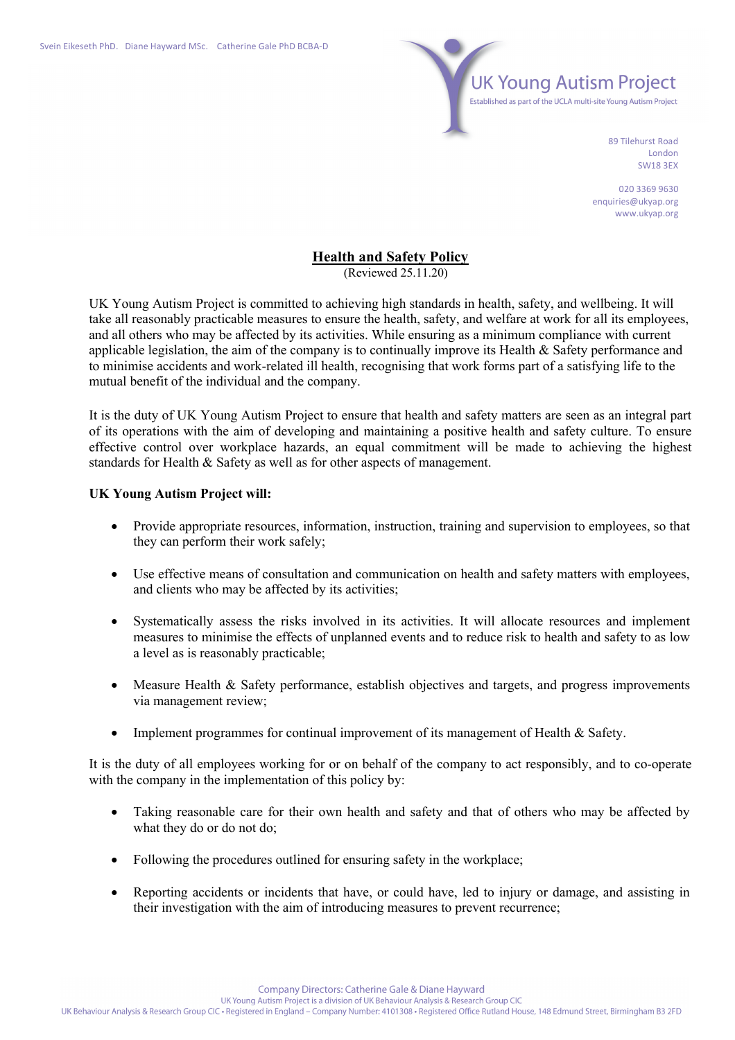Svein Eikeseth PhD. Diane Hayward MSc. Catherine Gale PhD BCBA-D

UK Young Autism Project
Established as part of the UCLA multi-site Young Autism Project

89 Tilehurst Road
London
SW18 3EX

020 3369 9630
enquiries@ukyap.org
www.ukyap.org

# Health and Safety Policy

(Reviewed 25.11.20)

UK Young Autism Project is committed to achieving high standards in health, safety, and wellbeing. It will take all reasonably practicable measures to ensure the health, safety, and welfare at work for all its employees, and all others who may be affected by its activities. While ensuring as a minimum compliance with current applicable legislation, the aim of the company is to continually improve its Health & Safety performance and to minimise accidents and work-related ill health, recognising that work forms part of a satisfying life to the mutual benefit of the individual and the company.

It is the duty of UK Young Autism Project to ensure that health and safety matters are seen as an integral part of its operations with the aim of developing and maintaining a positive health and safety culture. To ensure effective control over workplace hazards, an equal commitment will be made to achieving the highest standards for Health & Safety as well as for other aspects of management.

**UK Young Autism Project will:**

- Provide appropriate resources, information, instruction, training and supervision to employees, so that they can perform their work safely;
- Use effective means of consultation and communication on health and safety matters with employees, and clients who may be affected by its activities;
- Systematically assess the risks involved in its activities. It will allocate resources and implement measures to minimise the effects of unplanned events and to reduce risk to health and safety to as low a level as is reasonably practicable;
- Measure Health & Safety performance, establish objectives and targets, and progress improvements via management review;
- Implement programmes for continual improvement of its management of Health & Safety.

It is the duty of all employees working for or on behalf of the company to act responsibly, and to co-operate with the company in the implementation of this policy by:

- Taking reasonable care for their own health and safety and that of others who may be affected by what they do or do not do;
- Following the procedures outlined for ensuring safety in the workplace;
- Reporting accidents or incidents that have, or could have, led to injury or damage, and assisting in their investigation with the aim of introducing measures to prevent recurrence;

Company Directors: Catherine Gale & Diane Hayward
UK Young Autism Project is a division of UK Behaviour Analysis & Research Group CIC
UK Behaviour Analysis & Research Group CIC • Registered in England – Company Number: 4101308 • Registered Office Rutland House, 148 Edmund Street, Birmingham B3 2FD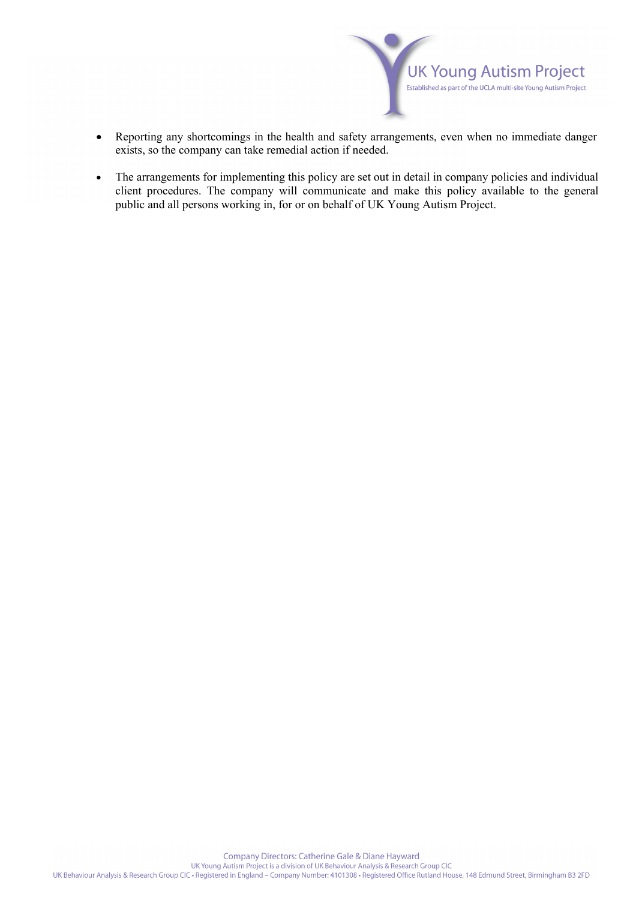- Reporting any shortcomings in the health and safety arrangements, even when no immediate danger exists, so the company can take remedial action if needed.

- The arrangements for implementing this policy are set out in detail in company policies and individual client procedures. The company will communicate and make this policy available to the general public and all persons working in, for or on behalf of UK Young Autism Project.